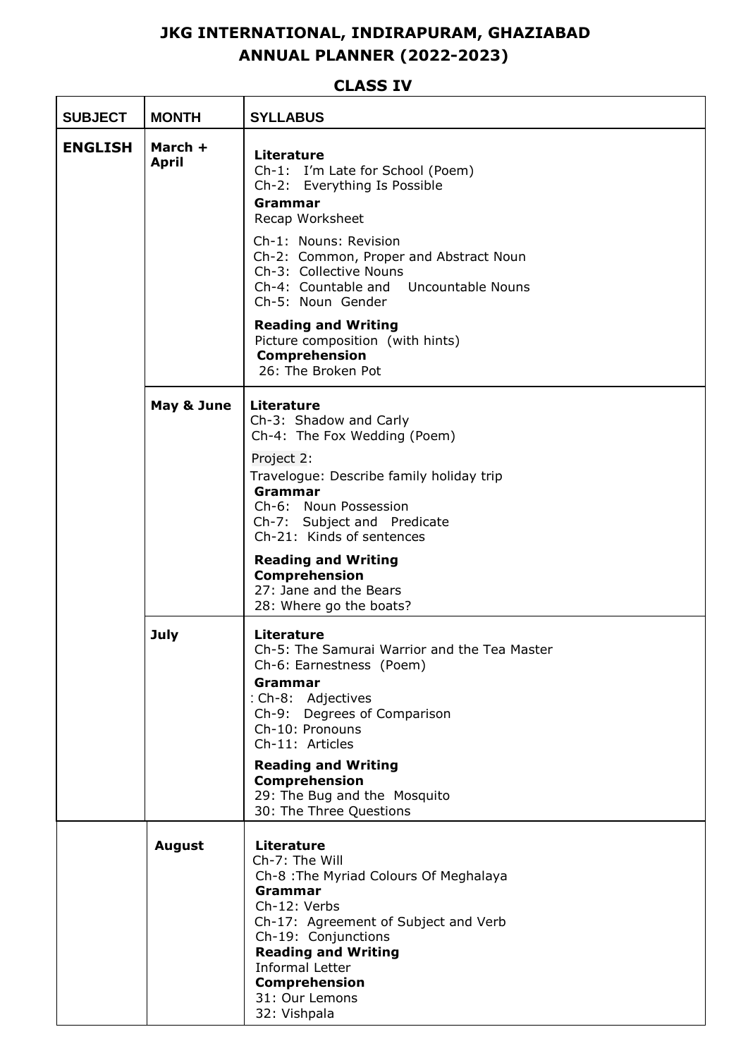# JKG INTERNATIONAL, INDIRAPURAM, GHAZIABAD
# ANNUAL PLANNER (2022-2023)

## CLASS IV

| SUBJECT | MONTH | SYLLABUS |
|---|---|---|
| **ENGLISH** | **March + April** | **Literature**<br>Ch-1: I'm Late for School (Poem)<br>Ch-2: Everything Is Possible<br>**Grammar**<br>Recap Worksheet<br>Ch-1: Nouns: Revision<br>Ch-2: Common, Proper and Abstract Noun<br>Ch-3: Collective Nouns<br>Ch-4: Countable and Uncountable Nouns<br>Ch-5: Noun Gender<br>**Reading and Writing**<br>Picture composition (with hints)<br>**Comprehension**<br>26: The Broken Pot |
| | **May & June** | **Literature**<br>Ch-3: Shadow and Carly<br>Ch-4: The Fox Wedding (Poem)<br>Project 2:<br>Travelogue: Describe family holiday trip<br>**Grammar**<br>Ch-6: Noun Possession<br>Ch-7: Subject and Predicate<br>Ch-21: Kinds of sentences<br>**Reading and Writing**<br>**Comprehension**<br>27: Jane and the Bears<br>28: Where go the boats? |
| | **July** | **Literature**<br>Ch-5: The Samurai Warrior and the Tea Master<br>Ch-6: Earnestness (Poem)<br>**Grammar**<br>: Ch-8: Adjectives<br>Ch-9: Degrees of Comparison<br>Ch-10: Pronouns<br>Ch-11: Articles<br>**Reading and Writing**<br>**Comprehension**<br>29: The Bug and the Mosquito<br>30: The Three Questions |
| | **August** | **Literature**<br>Ch-7: The Will<br>Ch-8 :The Myriad Colours Of Meghalaya<br>**Grammar**<br>Ch-12: Verbs<br>Ch-17: Agreement of Subject and Verb<br>Ch-19: Conjunctions<br>**Reading and Writing**<br>Informal Letter<br>**Comprehension**<br>31: Our Lemons<br>32: Vishpala |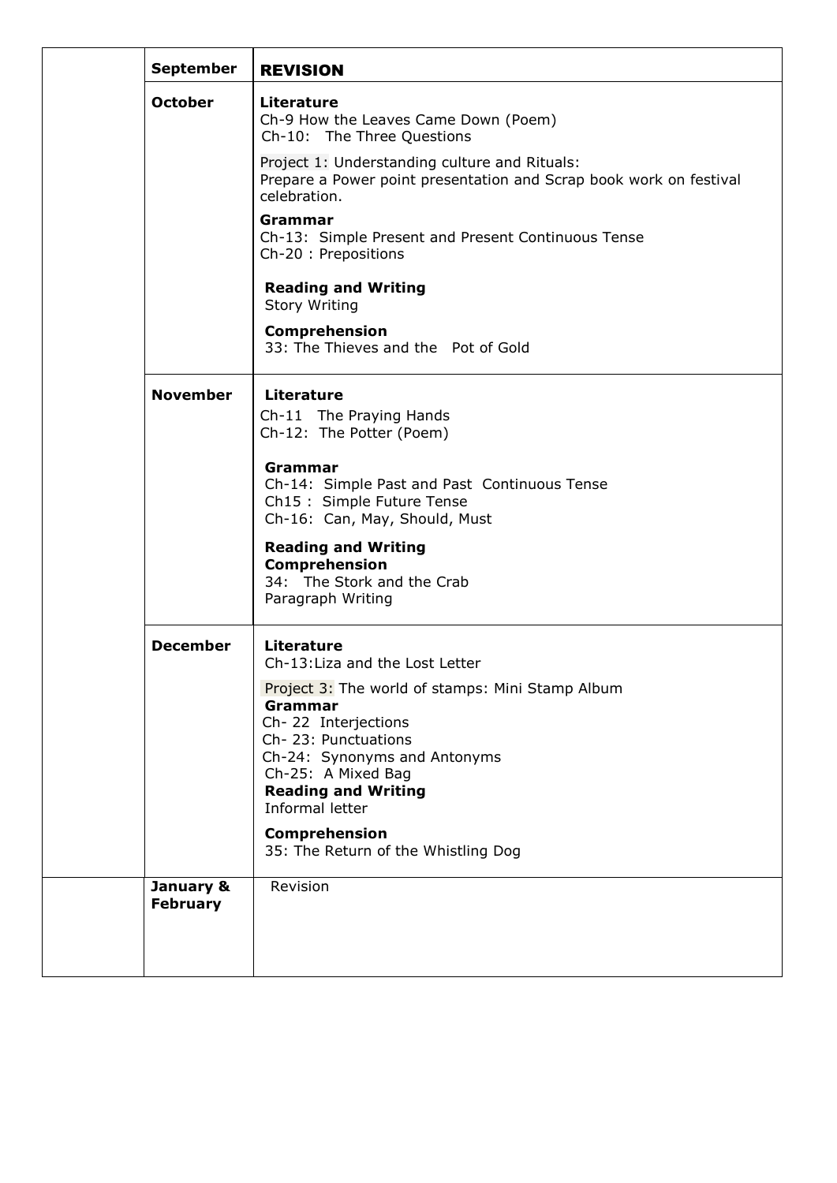|  | Month | Content |
|---|---|---|
|  | **September** | **REVISION** |
|  | **October** | **Literature**<br>Ch-9 How the Leaves Came Down (Poem)<br>Ch-10: The Three Questions<br><br>Project 1: Understanding culture and Rituals:<br>Prepare a Power point presentation and Scrap book work on festival celebration.<br><br>**Grammar**<br>Ch-13: Simple Present and Present Continuous Tense<br>Ch-20 : Prepositions<br><br>**Reading and Writing**<br>Story Writing<br><br>**Comprehension**<br>33: The Thieves and the Pot of Gold |
|  | **November** | **Literature**<br>Ch-11 The Praying Hands<br>Ch-12: The Potter (Poem)<br><br>**Grammar**<br>Ch-14: Simple Past and Past Continuous Tense<br>Ch15 : Simple Future Tense<br>Ch-16: Can, May, Should, Must<br><br>**Reading and Writing**<br>**Comprehension**<br>34: The Stork and the Crab<br>Paragraph Writing |
|  | **December** | **Literature**<br>Ch-13:Liza and the Lost Letter<br><br>Project 3: The world of stamps: Mini Stamp Album<br>**Grammar**<br>Ch- 22 Interjections<br>Ch- 23: Punctuations<br>Ch-24: Synonyms and Antonyms<br>Ch-25: A Mixed Bag<br>**Reading and Writing**<br>Informal letter<br><br>**Comprehension**<br>35: The Return of the Whistling Dog |
|  | **January & February** | Revision |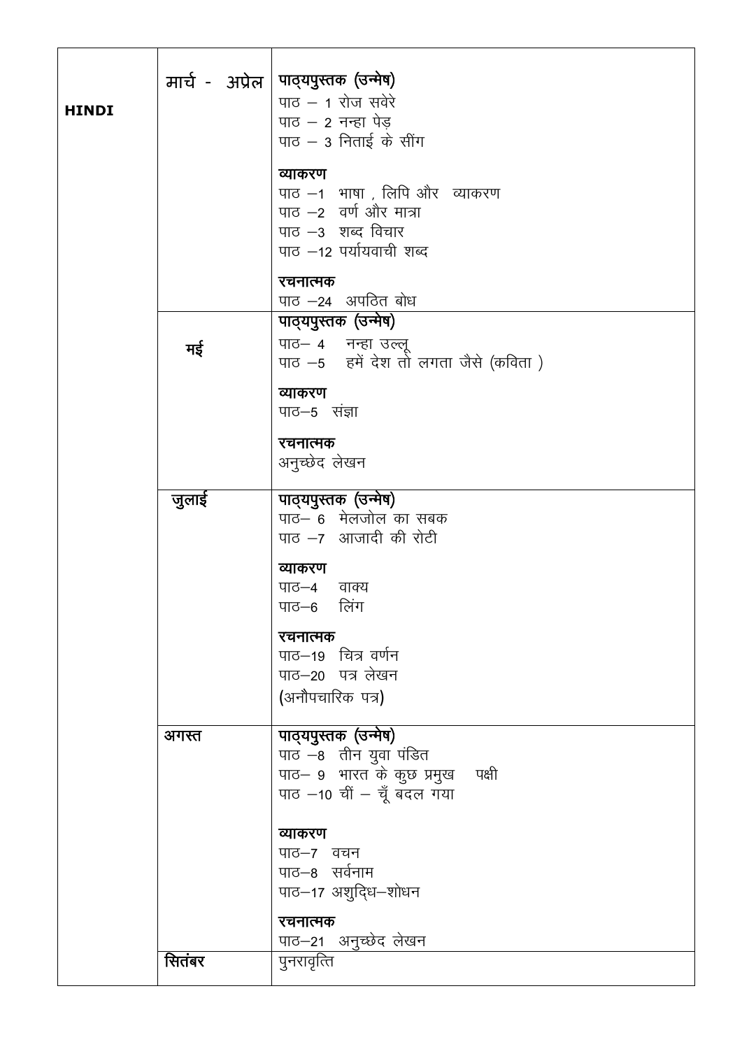| HINDI | | |
|---|---|---|
| | मार्च - अप्रेल | **पाठ्यपुस्तक (उन्मेष)**<br>पाठ – 1 रोज सवेरे<br>पाठ – 2 नन्हा पेड़<br>पाठ – 3 निताई के सींग<br><br>**व्याकरण**<br>पाठ –1 भाषा , लिपि और व्याकरण<br>पाठ –2 वर्ण और मात्रा<br>पाठ –3 शब्द विचार<br>पाठ –12 पर्यायवाची शब्द<br><br>**रचनात्मक**<br>पाठ –24 अपठित बोध |
| | मई | **पाठ्यपुस्तक (उन्मेष)**<br>पाठ– 4 नन्हा उल्लू<br>पाठ –5 हमें देश तो लगता जैसे (कविता )<br><br>**व्याकरण**<br>पाठ–5 संज्ञा<br><br>**रचनात्मक**<br>अनुच्छेद लेखन |
| | जुलाई | **पाठ्यपुस्तक (उन्मेष)**<br>पाठ– 6 मेलजोल का सबक<br>पाठ –7 आजादी की रोटी<br><br>**व्याकरण**<br>पाठ–4 वाक्य<br>पाठ–6 लिंग<br><br>**रचनात्मक**<br>पाठ–19 चित्र वर्णन<br>पाठ–20 पत्र लेखन<br>(अनौपचारिक पत्र) |
| | अगस्त | **पाठ्यपुस्तक (उन्मेष)**<br>पाठ –8 तीन युवा पंडित<br>पाठ– 9 भारत के कुछ प्रमुख पक्षी<br>पाठ –10 चीं – चूँ बदल गया<br><br>**व्याकरण**<br>पाठ–7 वचन<br>पाठ–8 सर्वनाम<br>पाठ–17 अशुद्धि–शोधन<br><br>**रचनात्मक**<br>पाठ–21 अनुच्छेद लेखन |
| | सितंबर | पुनरावृत्ति |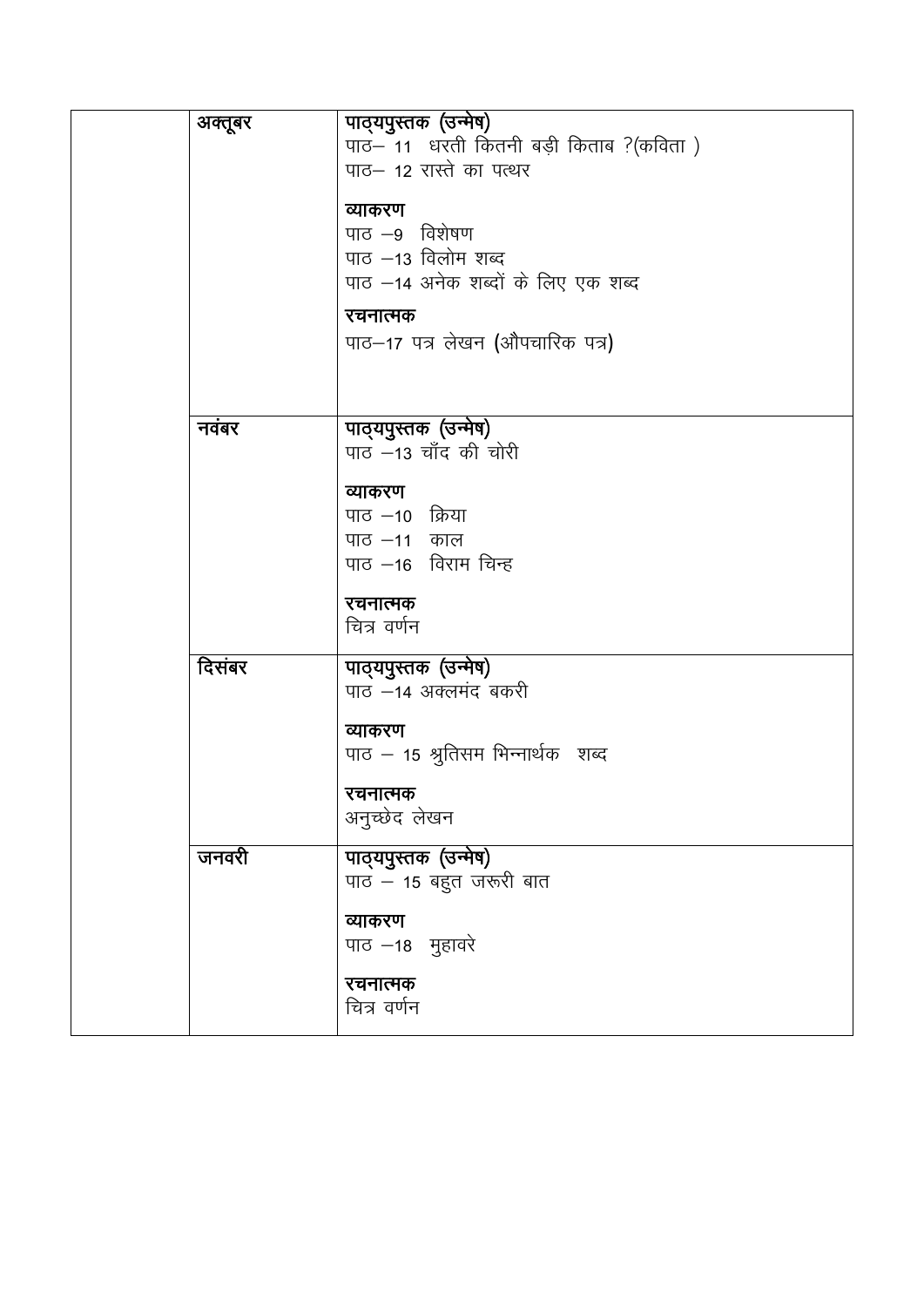|  | अक्तूबर | **पाठ्यपुस्तक (उन्मेष)**<br>पाठ– 11 धरती कितनी बड़ी किताब ?(कविता )<br>पाठ– 12 रास्ते का पत्थर<br><br>**व्याकरण**<br>पाठ –9 विशेषण<br>पाठ –13 विलोम शब्द<br>पाठ –14 अनेक शब्दों के लिए एक शब्द<br><br>**रचनात्मक**<br>पाठ–17 पत्र लेखन (औपचारिक पत्र) |
|---|---|---|
|  | नवंबर | **पाठ्यपुस्तक (उन्मेष)**<br>पाठ –13 चाँद की चोरी<br><br>**व्याकरण**<br>पाठ –10 क्रिया<br>पाठ –11 काल<br>पाठ –16 विराम चिन्ह<br><br>**रचनात्मक**<br>चित्र वर्णन |
|  | दिसंबर | **पाठ्यपुस्तक (उन्मेष)**<br>पाठ –14 अक्लमंद बकरी<br><br>**व्याकरण**<br>पाठ – 15 श्रुतिसम भिन्नार्थक शब्द<br><br>**रचनात्मक**<br>अनुच्छेद लेखन |
|  | जनवरी | **पाठ्यपुस्तक (उन्मेष)**<br>पाठ – 15 बहुत जरूरी बात<br><br>**व्याकरण**<br>पाठ –18 मुहावरे<br><br>**रचनात्मक**<br>चित्र वर्णन |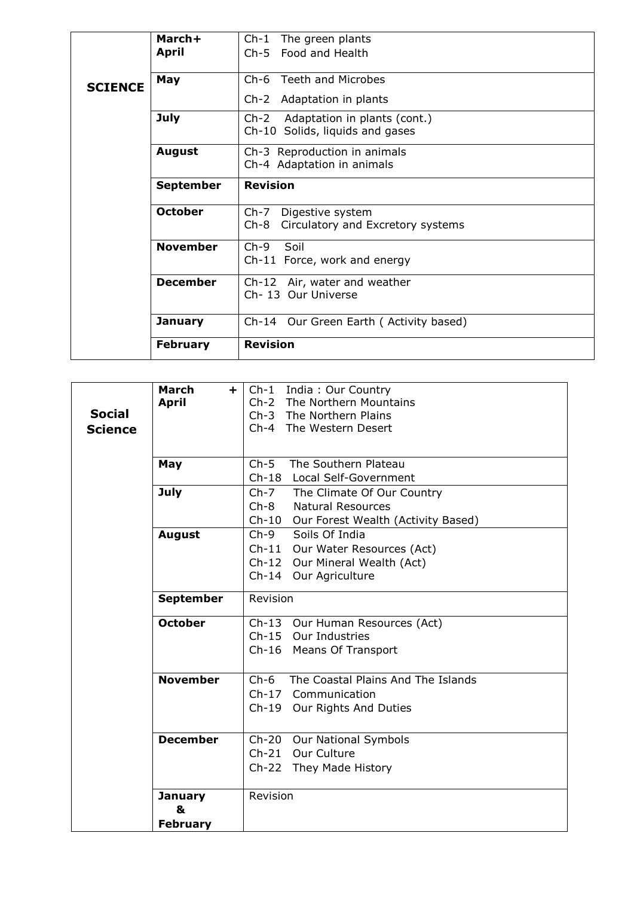| | | |
|---|---|---|
| **SCIENCE** | **March+ April** | Ch-1 The green plants<br>Ch-5 Food and Health |
| | **May** | Ch-6 Teeth and Microbes<br>Ch-2 Adaptation in plants |
| | **July** | Ch-2 Adaptation in plants (cont.)<br>Ch-10 Solids, liquids and gases |
| | **August** | Ch-3 Reproduction in animals<br>Ch-4 Adaptation in animals |
| | **September** | **Revision** |
| | **October** | Ch-7 Digestive system<br>Ch-8 Circulatory and Excretory systems |
| | **November** | Ch-9 Soil<br>Ch-11 Force, work and energy |
| | **December** | Ch-12 Air, water and weather<br>Ch- 13 Our Universe |
| | **January** | Ch-14 Our Green Earth ( Activity based) |
| | **February** | **Revision** |

| | | |
|---|---|---|
| **Social Science** | **March + April** | Ch-1 India : Our Country<br>Ch-2 The Northern Mountains<br>Ch-3 The Northern Plains<br>Ch-4 The Western Desert |
| | **May** | Ch-5 The Southern Plateau<br>Ch-18 Local Self-Government |
| | **July** | Ch-7 The Climate Of Our Country<br>Ch-8 Natural Resources<br>Ch-10 Our Forest Wealth (Activity Based) |
| | **August** | Ch-9 Soils Of India<br>Ch-11 Our Water Resources (Act)<br>Ch-12 Our Mineral Wealth (Act)<br>Ch-14 Our Agriculture |
| | **September** | Revision |
| | **October** | Ch-13 Our Human Resources (Act)<br>Ch-15 Our Industries<br>Ch-16 Means Of Transport |
| | **November** | Ch-6 The Coastal Plains And The Islands<br>Ch-17 Communication<br>Ch-19 Our Rights And Duties |
| | **December** | Ch-20 Our National Symbols<br>Ch-21 Our Culture<br>Ch-22 They Made History |
| | **January & February** | Revision |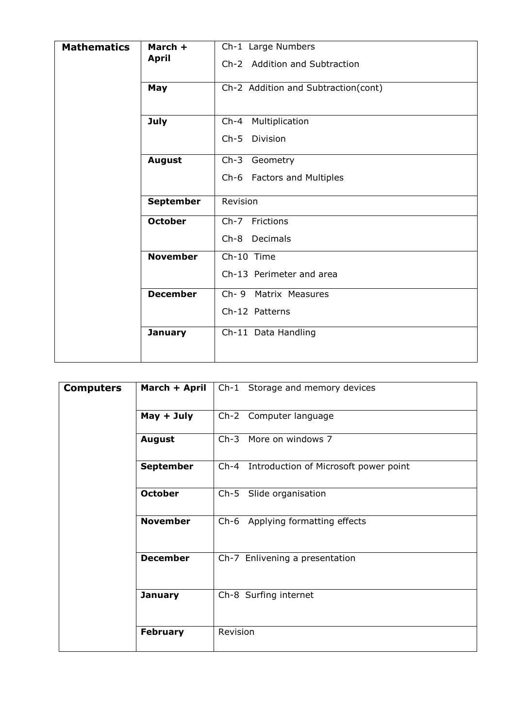| | | |
|---|---|---|
| **Mathematics** | **March + April** | Ch-1 Large Numbers<br>Ch-2 Addition and Subtraction |
| | **May** | Ch-2 Addition and Subtraction(cont) |
| | **July** | Ch-4 Multiplication<br>Ch-5 Division |
| | **August** | Ch-3 Geometry<br>Ch-6 Factors and Multiples |
| | **September** | Revision |
| | **October** | Ch-7 Frictions<br>Ch-8 Decimals |
| | **November** | Ch-10 Time<br>Ch-13 Perimeter and area |
| | **December** | Ch- 9 Matrix Measures<br>Ch-12 Patterns |
| | **January** | Ch-11 Data Handling |

| | | |
|---|---|---|
| **Computers** | **March + April** | Ch-1 Storage and memory devices |
| | **May + July** | Ch-2 Computer language |
| | **August** | Ch-3 More on windows 7 |
| | **September** | Ch-4 Introduction of Microsoft power point |
| | **October** | Ch-5 Slide organisation |
| | **November** | Ch-6 Applying formatting effects |
| | **December** | Ch-7 Enlivening a presentation |
| | **January** | Ch-8 Surfing internet |
| | **February** | Revision |